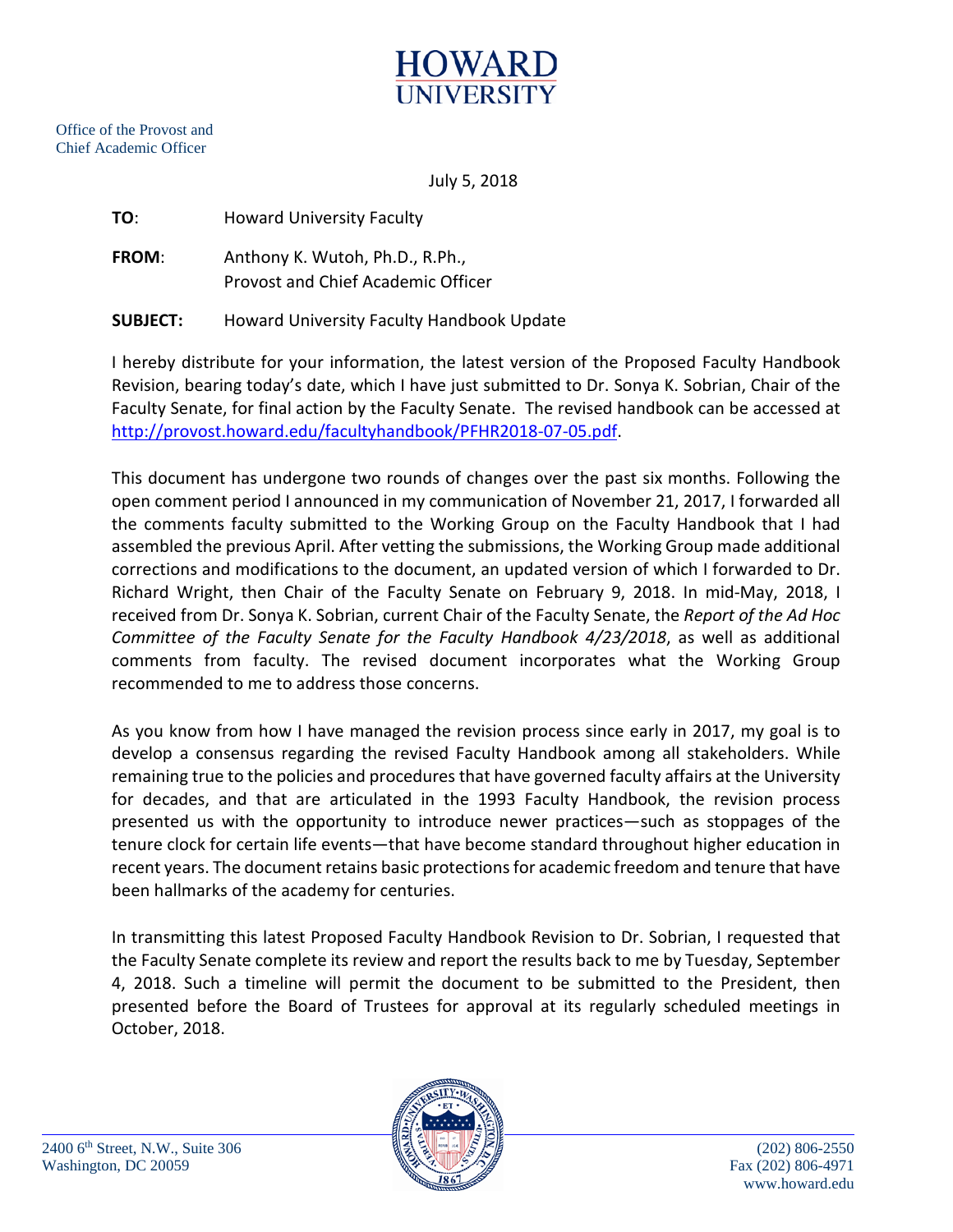# HOWARD UNIVERSITY

Office of the Provost and
Chief Academic Officer

July 5, 2018

**TO**: Howard University Faculty

**FROM**: Anthony K. Wutoh, Ph.D., R.Ph.,
Provost and Chief Academic Officer

**SUBJECT:** Howard University Faculty Handbook Update

I hereby distribute for your information, the latest version of the Proposed Faculty Handbook Revision, bearing today's date, which I have just submitted to Dr. Sonya K. Sobrian, Chair of the Faculty Senate, for final action by the Faculty Senate. The revised handbook can be accessed at http://provost.howard.edu/facultyhandbook/PFHR2018-07-05.pdf.

This document has undergone two rounds of changes over the past six months. Following the open comment period I announced in my communication of November 21, 2017, I forwarded all the comments faculty submitted to the Working Group on the Faculty Handbook that I had assembled the previous April. After vetting the submissions, the Working Group made additional corrections and modifications to the document, an updated version of which I forwarded to Dr. Richard Wright, then Chair of the Faculty Senate on February 9, 2018. In mid-May, 2018, I received from Dr. Sonya K. Sobrian, current Chair of the Faculty Senate, the *Report of the Ad Hoc Committee of the Faculty Senate for the Faculty Handbook 4/23/2018*, as well as additional comments from faculty. The revised document incorporates what the Working Group recommended to me to address those concerns.

As you know from how I have managed the revision process since early in 2017, my goal is to develop a consensus regarding the revised Faculty Handbook among all stakeholders. While remaining true to the policies and procedures that have governed faculty affairs at the University for decades, and that are articulated in the 1993 Faculty Handbook, the revision process presented us with the opportunity to introduce newer practices—such as stoppages of the tenure clock for certain life events—that have become standard throughout higher education in recent years. The document retains basic protections for academic freedom and tenure that have been hallmarks of the academy for centuries.

In transmitting this latest Proposed Faculty Handbook Revision to Dr. Sobrian, I requested that the Faculty Senate complete its review and report the results back to me by Tuesday, September 4, 2018. Such a timeline will permit the document to be submitted to the President, then presented before the Board of Trustees for approval at its regularly scheduled meetings in October, 2018.

2400 6th Street, N.W., Suite 306
Washington, DC 20059

(202) 806-2550
Fax (202) 806-4971
www.howard.edu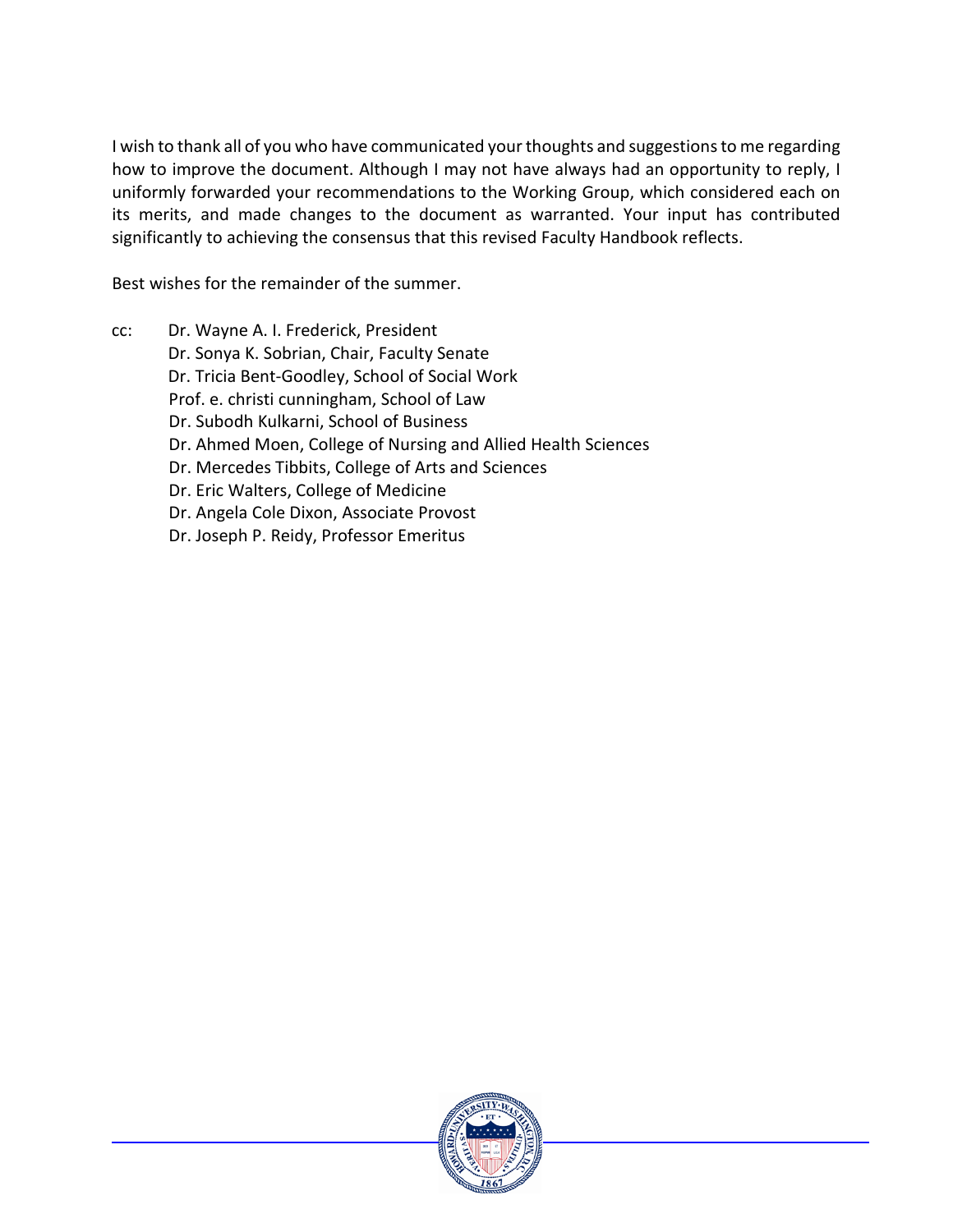I wish to thank all of you who have communicated your thoughts and suggestions to me regarding how to improve the document. Although I may not have always had an opportunity to reply, I uniformly forwarded your recommendations to the Working Group, which considered each on its merits, and made changes to the document as warranted. Your input has contributed significantly to achieving the consensus that this revised Faculty Handbook reflects.

Best wishes for the remainder of the summer.

cc: Dr. Wayne A. I. Frederick, President
Dr. Sonya K. Sobrian, Chair, Faculty Senate
Dr. Tricia Bent-Goodley, School of Social Work
Prof. e. christi cunningham, School of Law
Dr. Subodh Kulkarni, School of Business
Dr. Ahmed Moen, College of Nursing and Allied Health Sciences
Dr. Mercedes Tibbits, College of Arts and Sciences
Dr. Eric Walters, College of Medicine
Dr. Angela Cole Dixon, Associate Provost
Dr. Joseph P. Reidy, Professor Emeritus